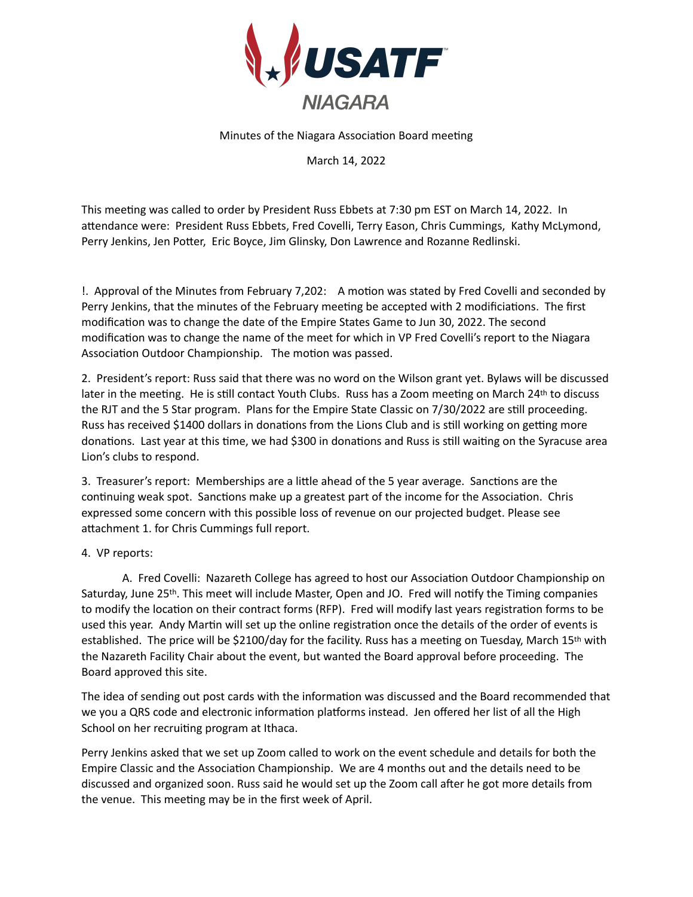USATF NIAGARA

Minutes of the Niagara Association Board meeting

March 14, 2022

This meeting was called to order by President Russ Ebbets at 7:30 pm EST on March 14, 2022. In attendance were: President Russ Ebbets, Fred Covelli, Terry Eason, Chris Cummings, Kathy McLymond, Perry Jenkins, Jen Potter, Eric Boyce, Jim Glinsky, Don Lawrence and Rozanne Redlinski.

!. Approval of the Minutes from February 7,202: A motion was stated by Fred Covelli and seconded by Perry Jenkins, that the minutes of the February meeting be accepted with 2 modificiations. The first modification was to change the date of the Empire States Game to Jun 30, 2022. The second modification was to change the name of the meet for which in VP Fred Covelli's report to the Niagara Association Outdoor Championship. The motion was passed.

2. President's report: Russ said that there was no word on the Wilson grant yet. Bylaws will be discussed later in the meeting. He is still contact Youth Clubs. Russ has a Zoom meeting on March 24th to discuss the RJT and the 5 Star program. Plans for the Empire State Classic on 7/30/2022 are still proceeding. Russ has received $1400 dollars in donations from the Lions Club and is still working on getting more donations. Last year at this time, we had $300 in donations and Russ is still waiting on the Syracuse area Lion's clubs to respond.

3. Treasurer's report: Memberships are a little ahead of the 5 year average. Sanctions are the continuing weak spot. Sanctions make up a greatest part of the income for the Association. Chris expressed some concern with this possible loss of revenue on our projected budget. Please see attachment 1. for Chris Cummings full report.

4. VP reports:

A. Fred Covelli: Nazareth College has agreed to host our Association Outdoor Championship on Saturday, June 25th. This meet will include Master, Open and JO. Fred will notify the Timing companies to modify the location on their contract forms (RFP). Fred will modify last years registration forms to be used this year. Andy Martin will set up the online registration once the details of the order of events is established. The price will be $2100/day for the facility. Russ has a meeting on Tuesday, March 15th with the Nazareth Facility Chair about the event, but wanted the Board approval before proceeding. The Board approved this site.

The idea of sending out post cards with the information was discussed and the Board recommended that we you a QRS code and electronic information platforms instead. Jen offered her list of all the High School on her recruiting program at Ithaca.

Perry Jenkins asked that we set up Zoom called to work on the event schedule and details for both the Empire Classic and the Association Championship. We are 4 months out and the details need to be discussed and organized soon. Russ said he would set up the Zoom call after he got more details from the venue. This meeting may be in the first week of April.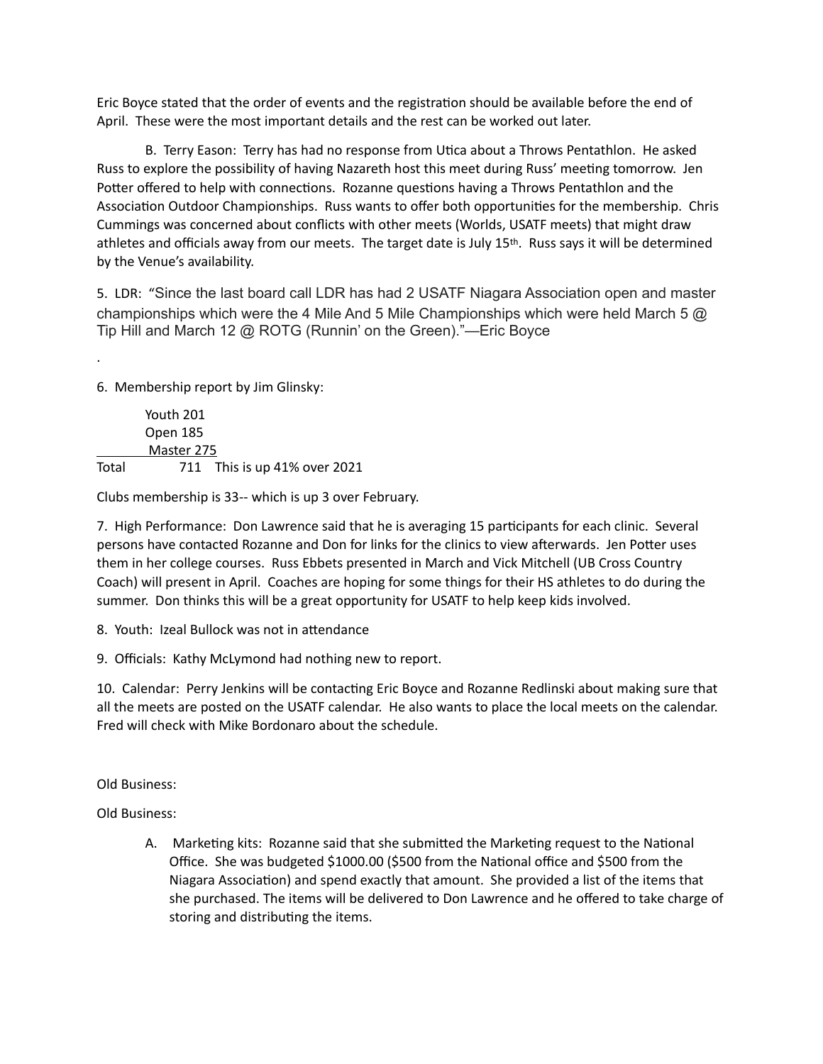Eric Boyce stated that the order of events and the registration should be available before the end of April. These were the most important details and the rest can be worked out later.

B. Terry Eason: Terry has had no response from Utica about a Throws Pentathlon. He asked Russ to explore the possibility of having Nazareth host this meet during Russ' meeting tomorrow. Jen Potter offered to help with connections. Rozanne questions having a Throws Pentathlon and the Association Outdoor Championships. Russ wants to offer both opportunities for the membership. Chris Cummings was concerned about conflicts with other meets (Worlds, USATF meets) that might draw athletes and officials away from our meets. The target date is July 15th. Russ says it will be determined by the Venue's availability.

5. LDR: "Since the last board call LDR has had 2 USATF Niagara Association open and master championships which were the 4 Mile And 5 Mile Championships which were held March 5 @ Tip Hill and March 12 @ ROTG (Runnin' on the Green)."—Eric Boyce

.

6. Membership report by Jim Glinsky:

Youth 201
Open 185
Master 275
Total 711 This is up 41% over 2021

Clubs membership is 33-- which is up 3 over February.

7. High Performance: Don Lawrence said that he is averaging 15 participants for each clinic. Several persons have contacted Rozanne and Don for links for the clinics to view afterwards. Jen Potter uses them in her college courses. Russ Ebbets presented in March and Vick Mitchell (UB Cross Country Coach) will present in April. Coaches are hoping for some things for their HS athletes to do during the summer. Don thinks this will be a great opportunity for USATF to help keep kids involved.

8. Youth: Izeal Bullock was not in attendance

9. Officials: Kathy McLymond had nothing new to report.

10. Calendar: Perry Jenkins will be contacting Eric Boyce and Rozanne Redlinski about making sure that all the meets are posted on the USATF calendar. He also wants to place the local meets on the calendar. Fred will check with Mike Bordonaro about the schedule.

Old Business:

Old Business:

A. Marketing kits: Rozanne said that she submitted the Marketing request to the National Office. She was budgeted $1000.00 ($500 from the National office and $500 from the Niagara Association) and spend exactly that amount. She provided a list of the items that she purchased. The items will be delivered to Don Lawrence and he offered to take charge of storing and distributing the items.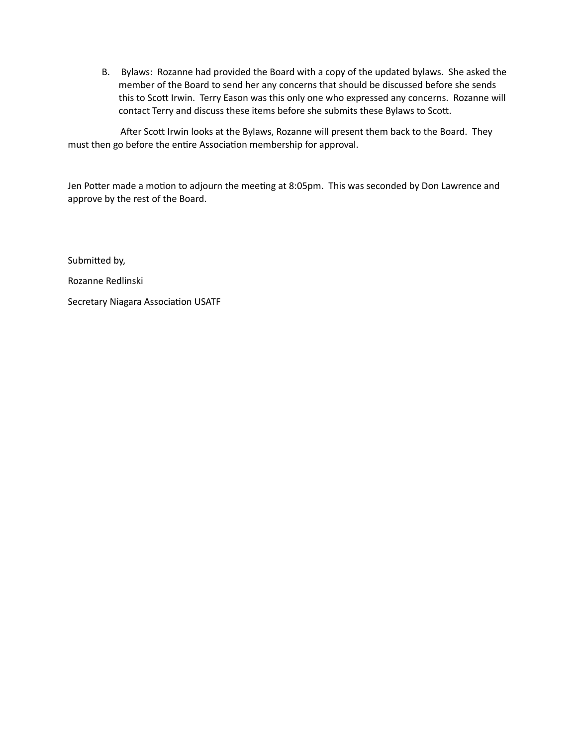B. Bylaws: Rozanne had provided the Board with a copy of the updated bylaws. She asked the member of the Board to send her any concerns that should be discussed before she sends this to Scott Irwin. Terry Eason was this only one who expressed any concerns. Rozanne will contact Terry and discuss these items before she submits these Bylaws to Scott.

After Scott Irwin looks at the Bylaws, Rozanne will present them back to the Board. They must then go before the entire Association membership for approval.

Jen Potter made a motion to adjourn the meeting at 8:05pm. This was seconded by Don Lawrence and approve by the rest of the Board.

Submitted by,

Rozanne Redlinski

Secretary Niagara Association USATF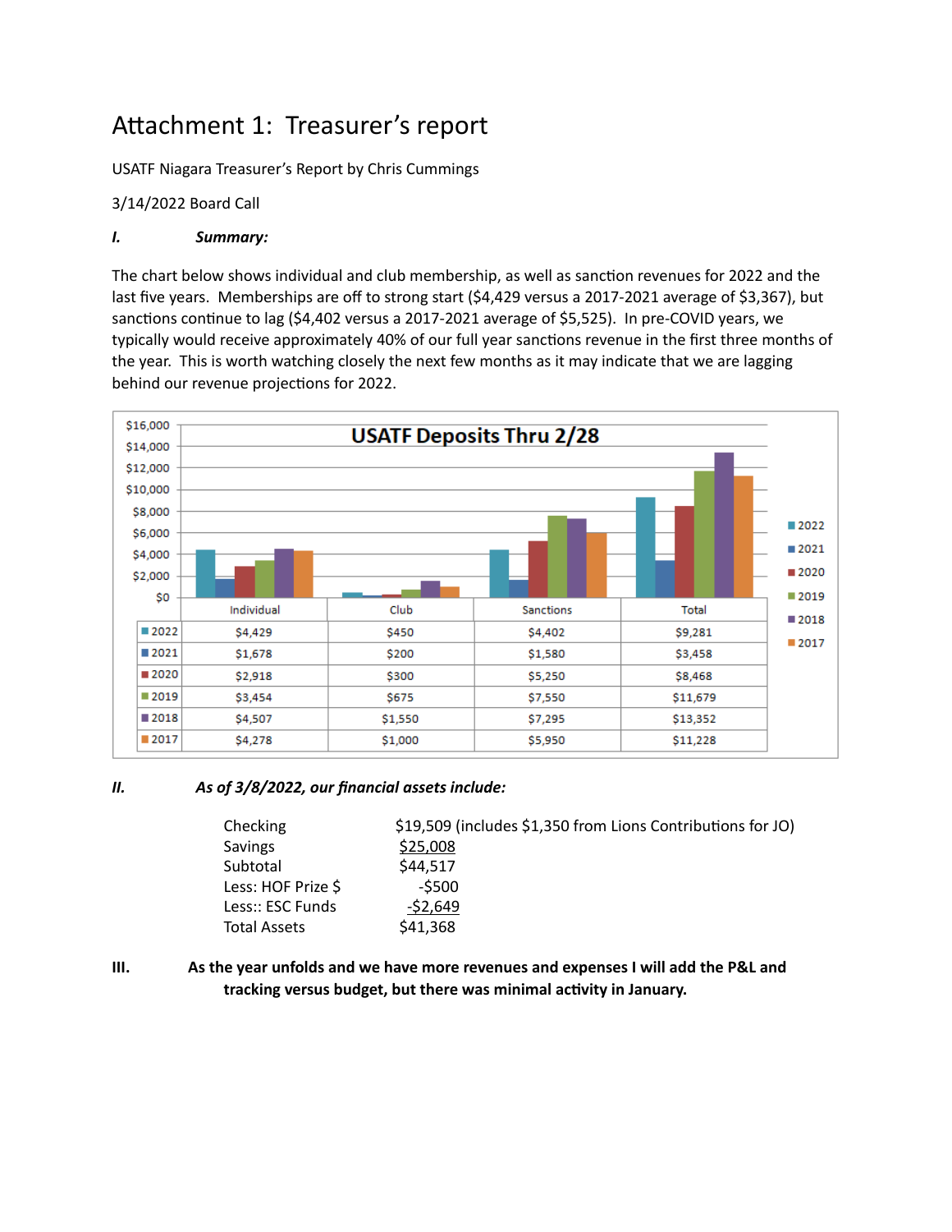# Attachment 1: Treasurer's report

USATF Niagara Treasurer's Report by Chris Cummings

3/14/2022 Board Call

***I. Summary:***

The chart below shows individual and club membership, as well as sanction revenues for 2022 and the last five years. Memberships are off to strong start ($4,429 versus a 2017-2021 average of $3,367), but sanctions continue to lag ($4,402 versus a 2017-2021 average of $5,525). In pre-COVID years, we typically would receive approximately 40% of our full year sanctions revenue in the first three months of the year. This is worth watching closely the next few months as it may indicate that we are lagging behind our revenue projections for 2022.

**USATF Deposits Thru 2/28**

| | Individual | Club | Sanctions | Total |
|---|---|---|---|---|
| 2022 | $4,429 | $450 | $4,402 | $9,281 |
| 2021 | $1,678 | $200 | $1,580 | $3,458 |
| 2020 | $2,918 | $300 | $5,250 | $8,468 |
| 2019 | $3,454 | $675 | $7,550 | $11,679 |
| 2018 | $4,507 | $1,550 | $7,295 | $13,352 |
| 2017 | $4,278 | $1,000 | $5,950 | $11,228 |

***II. As of 3/8/2022, our financial assets include:***

| | |
|---|---|
| Checking | $19,509 (includes $1,350 from Lions Contributions for JO) |
| Savings | $25,008 |
| Subtotal | $44,517 |
| Less: HOF Prize $ | -$500 |
| Less:: ESC Funds | -$2,649 |
| Total Assets | $41,368 |

**III. As the year unfolds and we have more revenues and expenses I will add the P&L and tracking versus budget, but there was minimal activity in January.**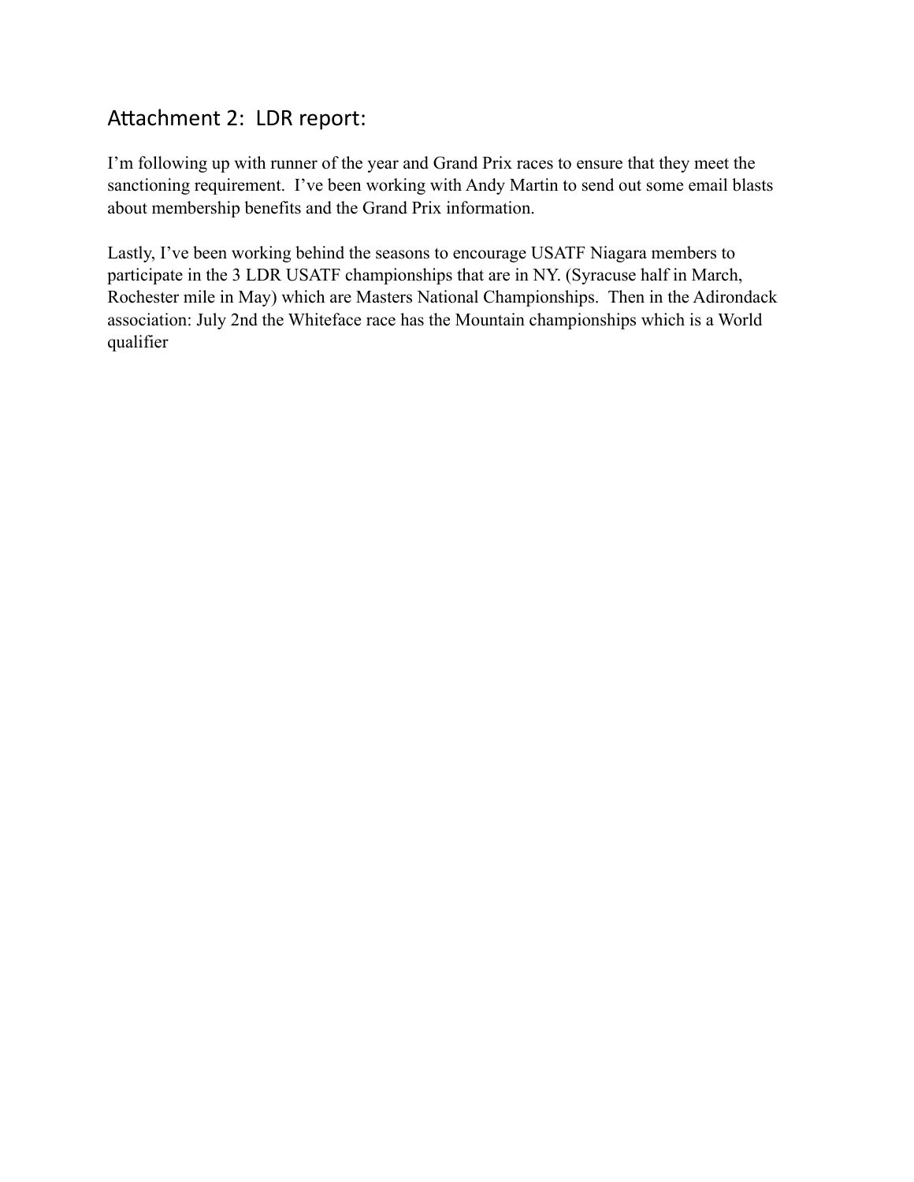## Attachment 2: LDR report:

I'm following up with runner of the year and Grand Prix races to ensure that they meet the sanctioning requirement. I've been working with Andy Martin to send out some email blasts about membership benefits and the Grand Prix information.

Lastly, I've been working behind the seasons to encourage USATF Niagara members to participate in the 3 LDR USATF championships that are in NY. (Syracuse half in March, Rochester mile in May) which are Masters National Championships. Then in the Adirondack association: July 2nd the Whiteface race has the Mountain championships which is a World qualifier